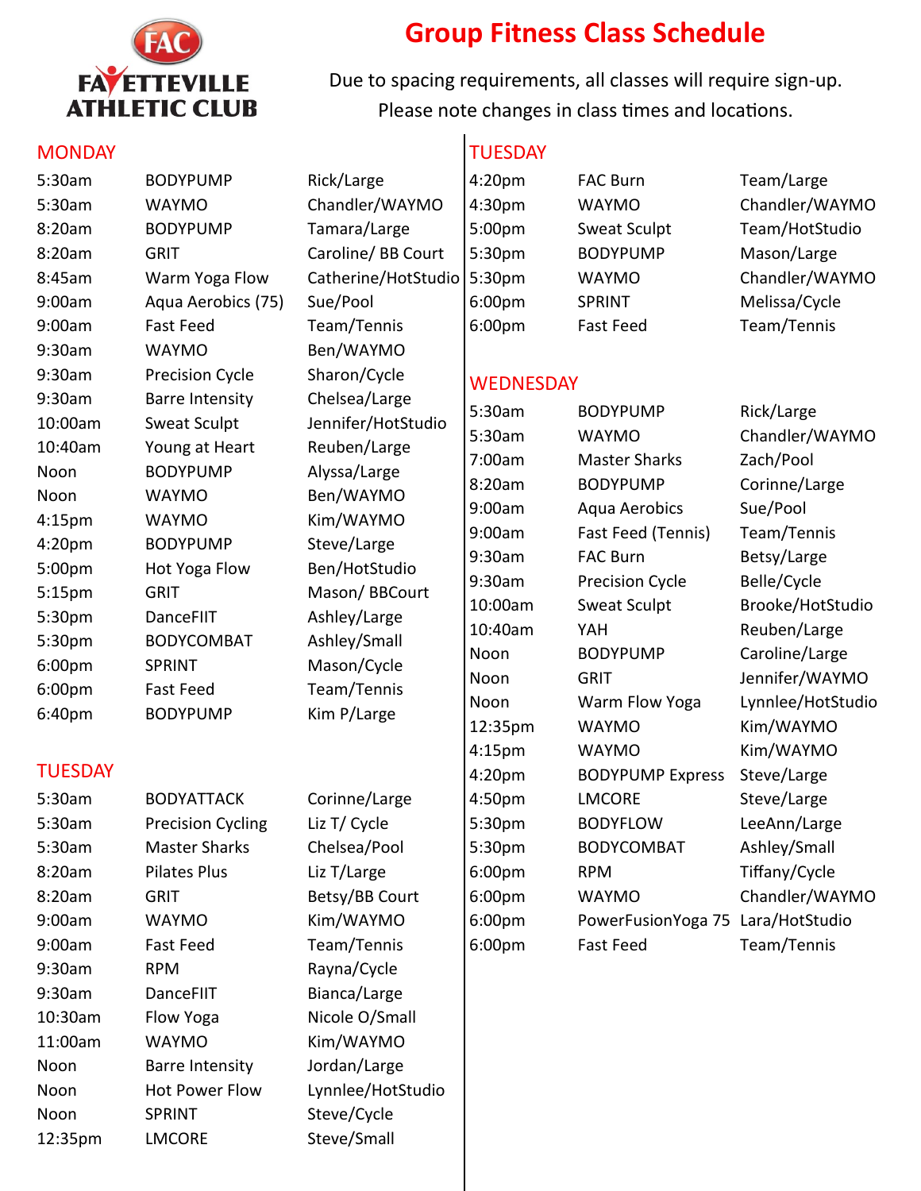FAC
FAYETTEVILLE ATHLETIC CLUB

# Group Fitness Class Schedule

Due to spacing requirements, all classes will require sign-up.
Please note changes in class times and locations.

## MONDAY

| | | |
|---|---|---|
| 5:30am | BODYPUMP | Rick/Large |
| 5:30am | WAYMO | Chandler/WAYMO |
| 8:20am | BODYPUMP | Tamara/Large |
| 8:20am | GRIT | Caroline/ BB Court |
| 8:45am | Warm Yoga Flow | Catherine/HotStudio |
| 9:00am | Aqua Aerobics (75) | Sue/Pool |
| 9:00am | Fast Feed | Team/Tennis |
| 9:30am | WAYMO | Ben/WAYMO |
| 9:30am | Precision Cycle | Sharon/Cycle |
| 9:30am | Barre Intensity | Chelsea/Large |
| 10:00am | Sweat Sculpt | Jennifer/HotStudio |
| 10:40am | Young at Heart | Reuben/Large |
| Noon | BODYPUMP | Alyssa/Large |
| Noon | WAYMO | Ben/WAYMO |
| 4:15pm | WAYMO | Kim/WAYMO |
| 4:20pm | BODYPUMP | Steve/Large |
| 5:00pm | Hot Yoga Flow | Ben/HotStudio |
| 5:15pm | GRIT | Mason/ BBCourt |
| 5:30pm | DanceFIIT | Ashley/Large |
| 5:30pm | BODYCOMBAT | Ashley/Small |
| 6:00pm | SPRINT | Mason/Cycle |
| 6:00pm | Fast Feed | Team/Tennis |
| 6:40pm | BODYPUMP | Kim P/Large |

## TUESDAY

| | | |
|---|---|---|
| 5:30am | BODYATTACK | Corinne/Large |
| 5:30am | Precision Cycling | Liz T/ Cycle |
| 5:30am | Master Sharks | Chelsea/Pool |
| 8:20am | Pilates Plus | Liz T/Large |
| 8:20am | GRIT | Betsy/BB Court |
| 9:00am | WAYMO | Kim/WAYMO |
| 9:00am | Fast Feed | Team/Tennis |
| 9:30am | RPM | Rayna/Cycle |
| 9:30am | DanceFIIT | Bianca/Large |
| 10:30am | Flow Yoga | Nicole O/Small |
| 11:00am | WAYMO | Kim/WAYMO |
| Noon | Barre Intensity | Jordan/Large |
| Noon | Hot Power Flow | Lynnlee/HotStudio |
| Noon | SPRINT | Steve/Cycle |
| 12:35pm | LMCORE | Steve/Small |
| 4:20pm | FAC Burn | Team/Large |
| 4:30pm | WAYMO | Chandler/WAYMO |
| 5:00pm | Sweat Sculpt | Team/HotStudio |
| 5:30pm | BODYPUMP | Mason/Large |
| 5:30pm | WAYMO | Chandler/WAYMO |
| 6:00pm | SPRINT | Melissa/Cycle |
| 6:00pm | Fast Feed | Team/Tennis |

## WEDNESDAY

| | | |
|---|---|---|
| 5:30am | BODYPUMP | Rick/Large |
| 5:30am | WAYMO | Chandler/WAYMO |
| 7:00am | Master Sharks | Zach/Pool |
| 8:20am | BODYPUMP | Corinne/Large |
| 9:00am | Aqua Aerobics | Sue/Pool |
| 9:00am | Fast Feed (Tennis) | Team/Tennis |
| 9:30am | FAC Burn | Betsy/Large |
| 9:30am | Precision Cycle | Belle/Cycle |
| 10:00am | Sweat Sculpt | Brooke/HotStudio |
| 10:40am | YAH | Reuben/Large |
| Noon | BODYPUMP | Caroline/Large |
| Noon | GRIT | Jennifer/WAYMO |
| Noon | Warm Flow Yoga | Lynnlee/HotStudio |
| 12:35pm | WAYMO | Kim/WAYMO |
| 4:15pm | WAYMO | Kim/WAYMO |
| 4:20pm | BODYPUMP Express | Steve/Large |
| 4:50pm | LMCORE | Steve/Large |
| 5:30pm | BODYFLOW | LeeAnn/Large |
| 5:30pm | BODYCOMBAT | Ashley/Small |
| 6:00pm | RPM | Tiffany/Cycle |
| 6:00pm | WAYMO | Chandler/WAYMO |
| 6:00pm | PowerFusionYoga 75 | Lara/HotStudio |
| 6:00pm | Fast Feed | Team/Tennis |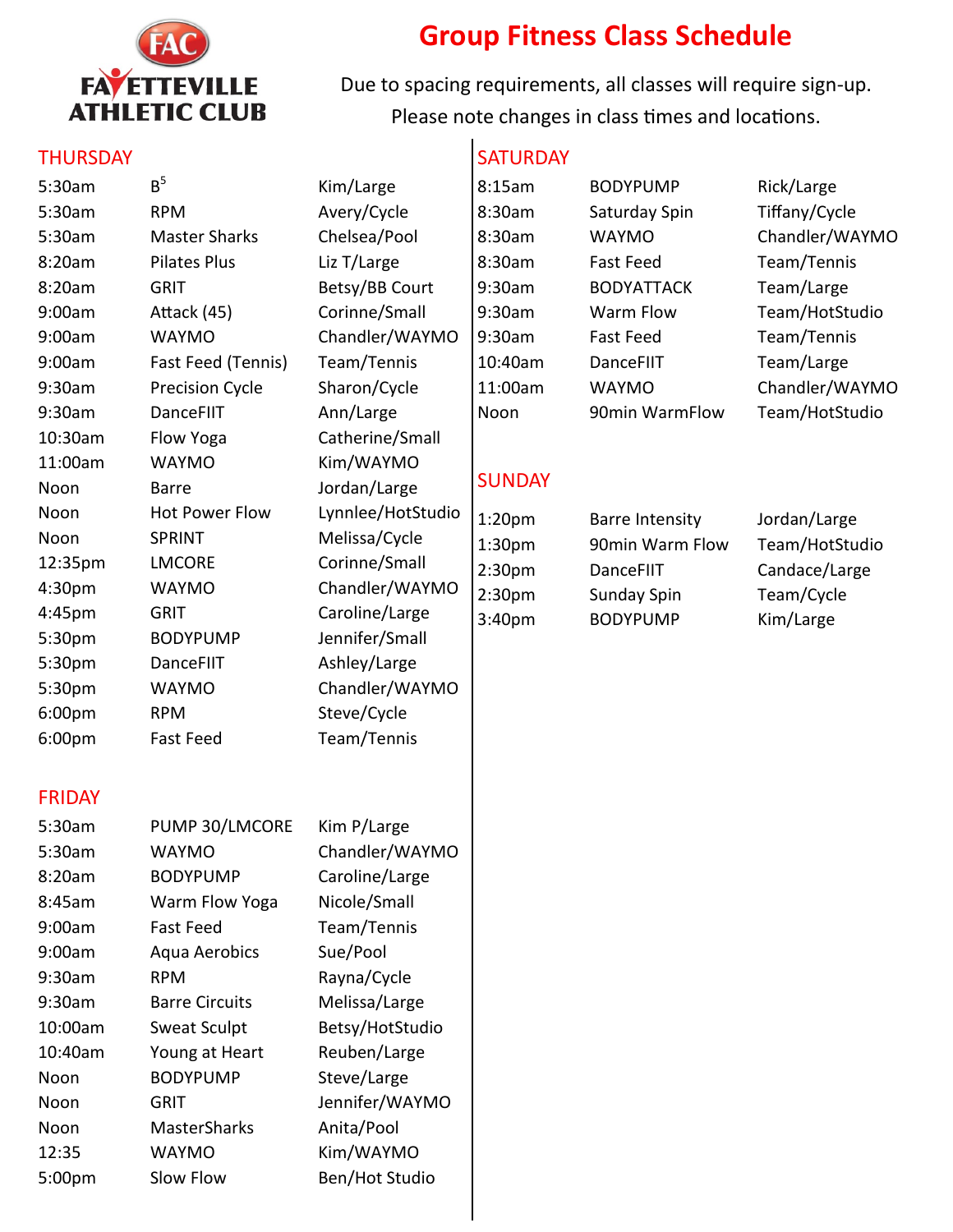FAC FAYETTEVILLE ATHLETIC CLUB

# Group Fitness Class Schedule

Due to spacing requirements, all classes will require sign-up.
Please note changes in class times and locations.

## THURSDAY

| | | |
|---|---|---|
| 5:30am | B[5] | Kim/Large |
| 5:30am | RPM | Avery/Cycle |
| 5:30am | Master Sharks | Chelsea/Pool |
| 8:20am | Pilates Plus | Liz T/Large |
| 8:20am | GRIT | Betsy/BB Court |
| 9:00am | Attack (45) | Corinne/Small |
| 9:00am | WAYMO | Chandler/WAYMO |
| 9:00am | Fast Feed (Tennis) | Team/Tennis |
| 9:30am | Precision Cycle | Sharon/Cycle |
| 9:30am | DanceFIIT | Ann/Large |
| 10:30am | Flow Yoga | Catherine/Small |
| 11:00am | WAYMO | Kim/WAYMO |
| Noon | Barre | Jordan/Large |
| Noon | Hot Power Flow | Lynnlee/HotStudio |
| Noon | SPRINT | Melissa/Cycle |
| 12:35pm | LMCORE | Corinne/Small |
| 4:30pm | WAYMO | Chandler/WAYMO |
| 4:45pm | GRIT | Caroline/Large |
| 5:30pm | BODYPUMP | Jennifer/Small |
| 5:30pm | DanceFIIT | Ashley/Large |
| 5:30pm | WAYMO | Chandler/WAYMO |
| 6:00pm | RPM | Steve/Cycle |
| 6:00pm | Fast Feed | Team/Tennis |

## FRIDAY

| | | |
|---|---|---|
| 5:30am | PUMP 30/LMCORE | Kim P/Large |
| 5:30am | WAYMO | Chandler/WAYMO |
| 8:20am | BODYPUMP | Caroline/Large |
| 8:45am | Warm Flow Yoga | Nicole/Small |
| 9:00am | Fast Feed | Team/Tennis |
| 9:00am | Aqua Aerobics | Sue/Pool |
| 9:30am | RPM | Rayna/Cycle |
| 9:30am | Barre Circuits | Melissa/Large |
| 10:00am | Sweat Sculpt | Betsy/HotStudio |
| 10:40am | Young at Heart | Reuben/Large |
| Noon | BODYPUMP | Steve/Large |
| Noon | GRIT | Jennifer/WAYMO |
| Noon | MasterSharks | Anita/Pool |
| 12:35 | WAYMO | Kim/WAYMO |
| 5:00pm | Slow Flow | Ben/Hot Studio |

## SATURDAY

| | | |
|---|---|---|
| 8:15am | BODYPUMP | Rick/Large |
| 8:30am | Saturday Spin | Tiffany/Cycle |
| 8:30am | WAYMO | Chandler/WAYMO |
| 8:30am | Fast Feed | Team/Tennis |
| 9:30am | BODYATTACK | Team/Large |
| 9:30am | Warm Flow | Team/HotStudio |
| 9:30am | Fast Feed | Team/Tennis |
| 10:40am | DanceFIIT | Team/Large |
| 11:00am | WAYMO | Chandler/WAYMO |
| Noon | 90min WarmFlow | Team/HotStudio |

## SUNDAY

| | | |
|---|---|---|
| 1:20pm | Barre Intensity | Jordan/Large |
| 1:30pm | 90min Warm Flow | Team/HotStudio |
| 2:30pm | DanceFIIT | Candace/Large |
| 2:30pm | Sunday Spin | Team/Cycle |
| 3:40pm | BODYPUMP | Kim/Large |